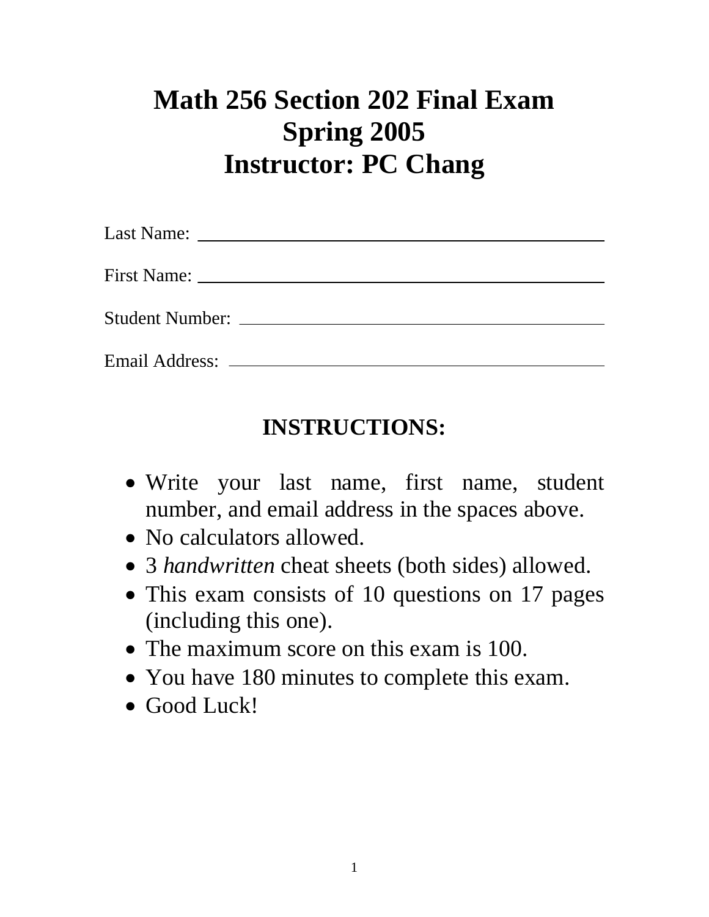# Math 256 Section 202 Final Exam
# Spring 2005
# Instructor: PC Chang

Last Name: ____________________________________________

First Name: ____________________________________________

Student Number: ________________________________________

Email Address: _________________________________________

## INSTRUCTIONS:

- Write your last name, first name, student number, and email address in the spaces above.
- No calculators allowed.
- 3 *handwritten* cheat sheets (both sides) allowed.
- This exam consists of 10 questions on 17 pages (including this one).
- The maximum score on this exam is 100.
- You have 180 minutes to complete this exam.
- Good Luck!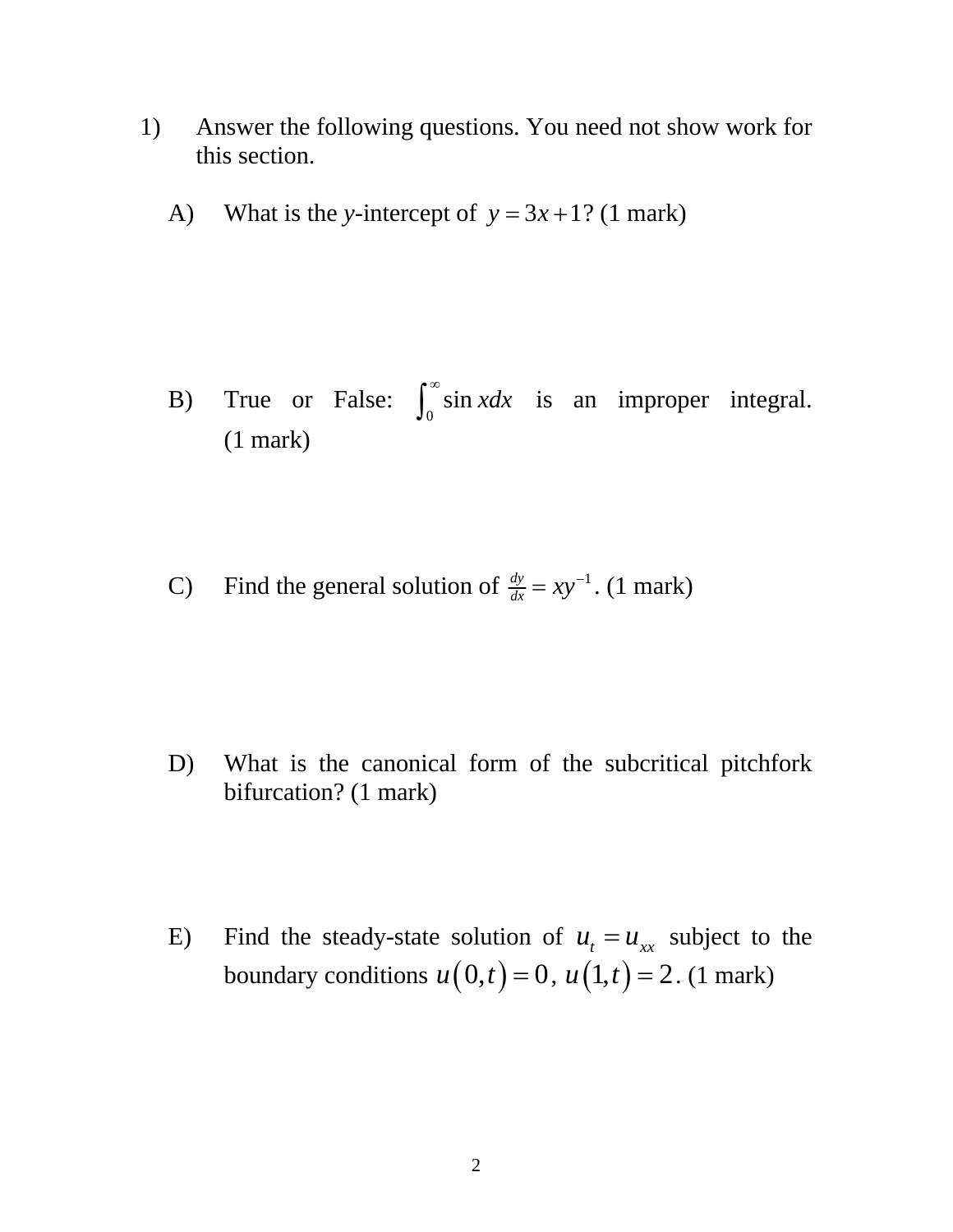1) Answer the following questions. You need not show work for this section.

A) What is the *y*-intercept of $y = 3x + 1$? (1 mark)

B) True or False: $\int_0^{\infty} \sin x dx$ is an improper integral. (1 mark)

C) Find the general solution of $\frac{dy}{dx} = xy^{-1}$. (1 mark)

D) What is the canonical form of the subcritical pitchfork bifurcation? (1 mark)

E) Find the steady-state solution of $u_t = u_{xx}$ subject to the boundary conditions $u(0,t) = 0$, $u(1,t) = 2$. (1 mark)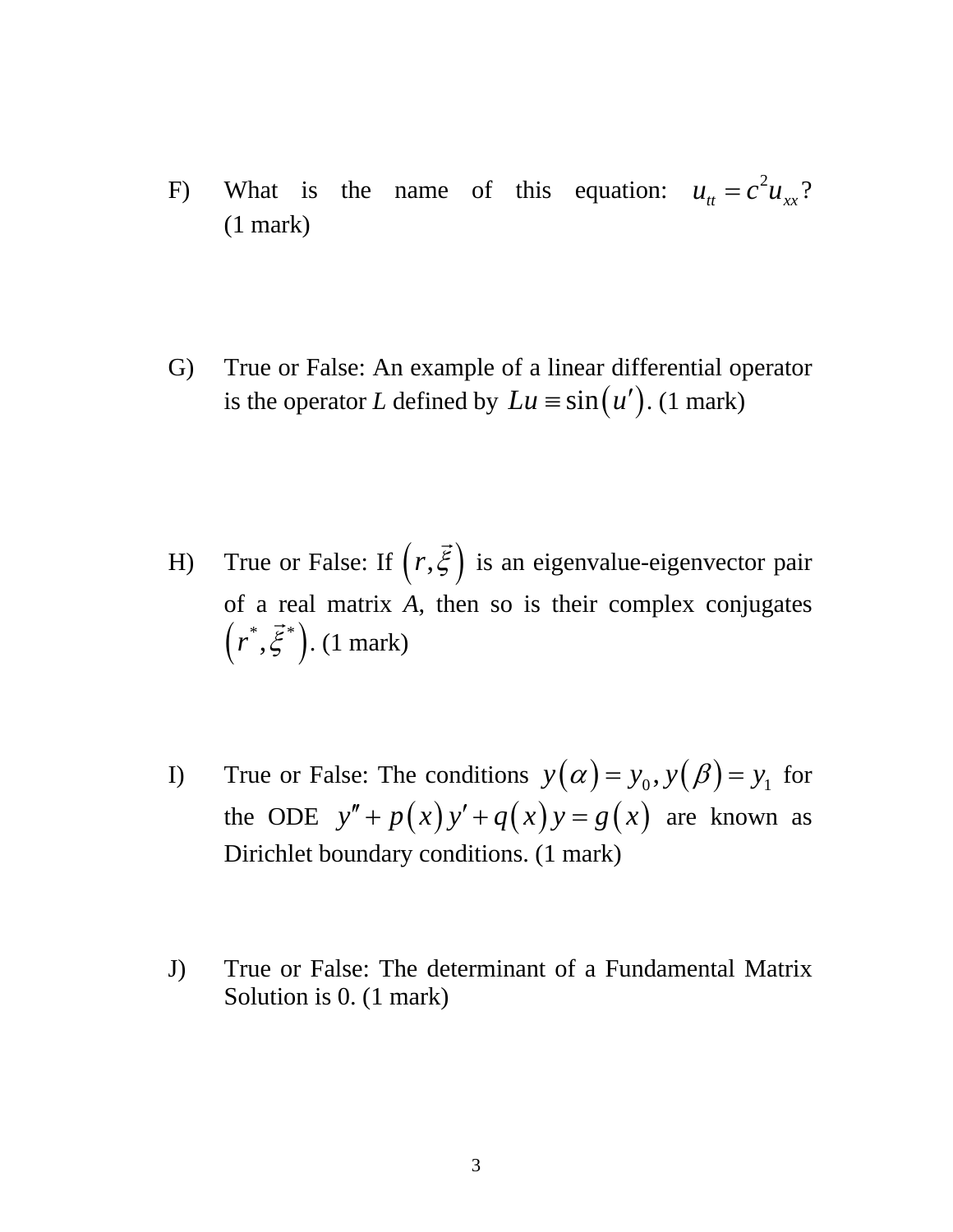F) What is the name of this equation: $u_{tt} = c^2 u_{xx}$? (1 mark)

G) True or False: An example of a linear differential operator is the operator *L* defined by $Lu \equiv \sin(u')$. (1 mark)

H) True or False: If $(r, \vec{\xi})$ is an eigenvalue-eigenvector pair of a real matrix *A*, then so is their complex conjugates $(r^*, \vec{\xi}^*)$. (1 mark)

I) True or False: The conditions $y(\alpha) = y_0, y(\beta) = y_1$ for the ODE $y'' + p(x)y' + q(x)y = g(x)$ are known as Dirichlet boundary conditions. (1 mark)

J) True or False: The determinant of a Fundamental Matrix Solution is 0. (1 mark)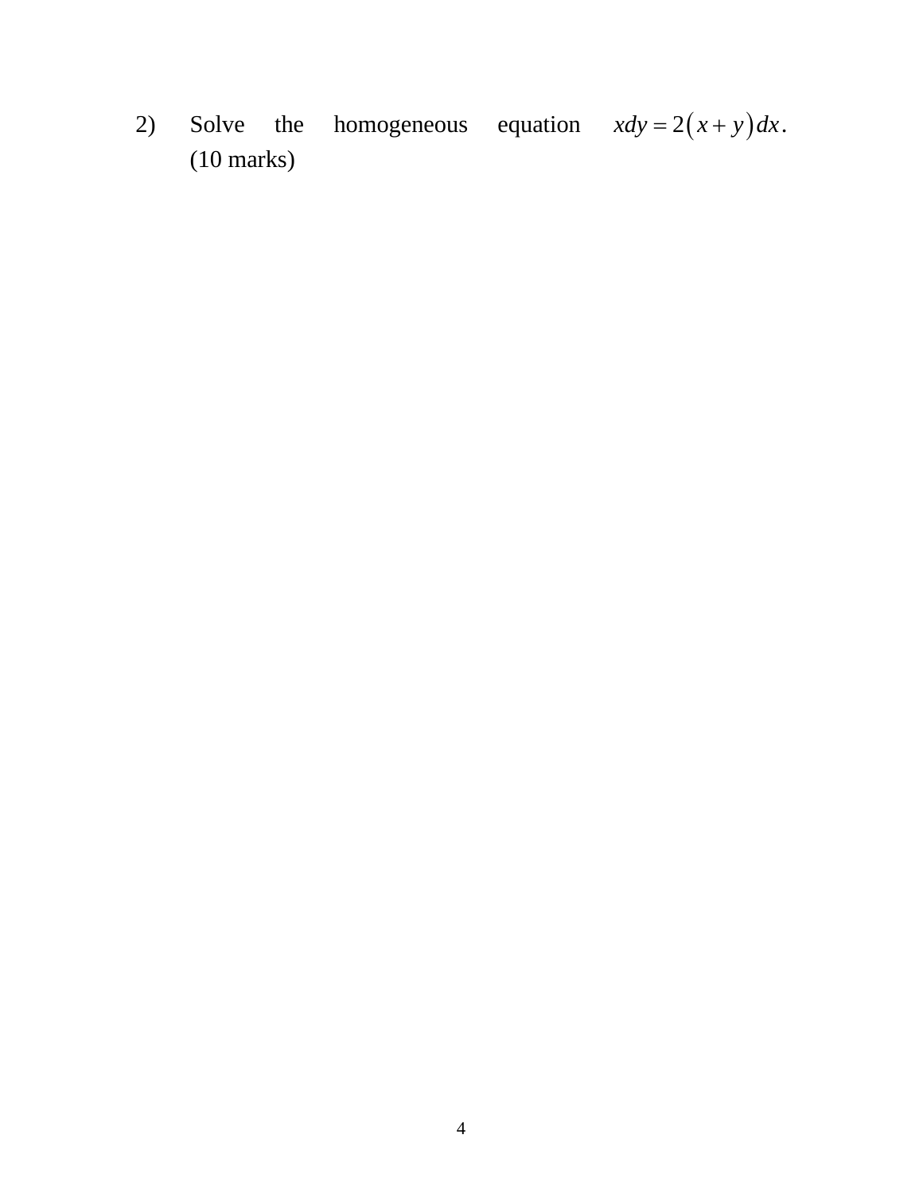2) Solve the homogeneous equation $xdy = 2\left(x + y\right)dx$.
(10 marks)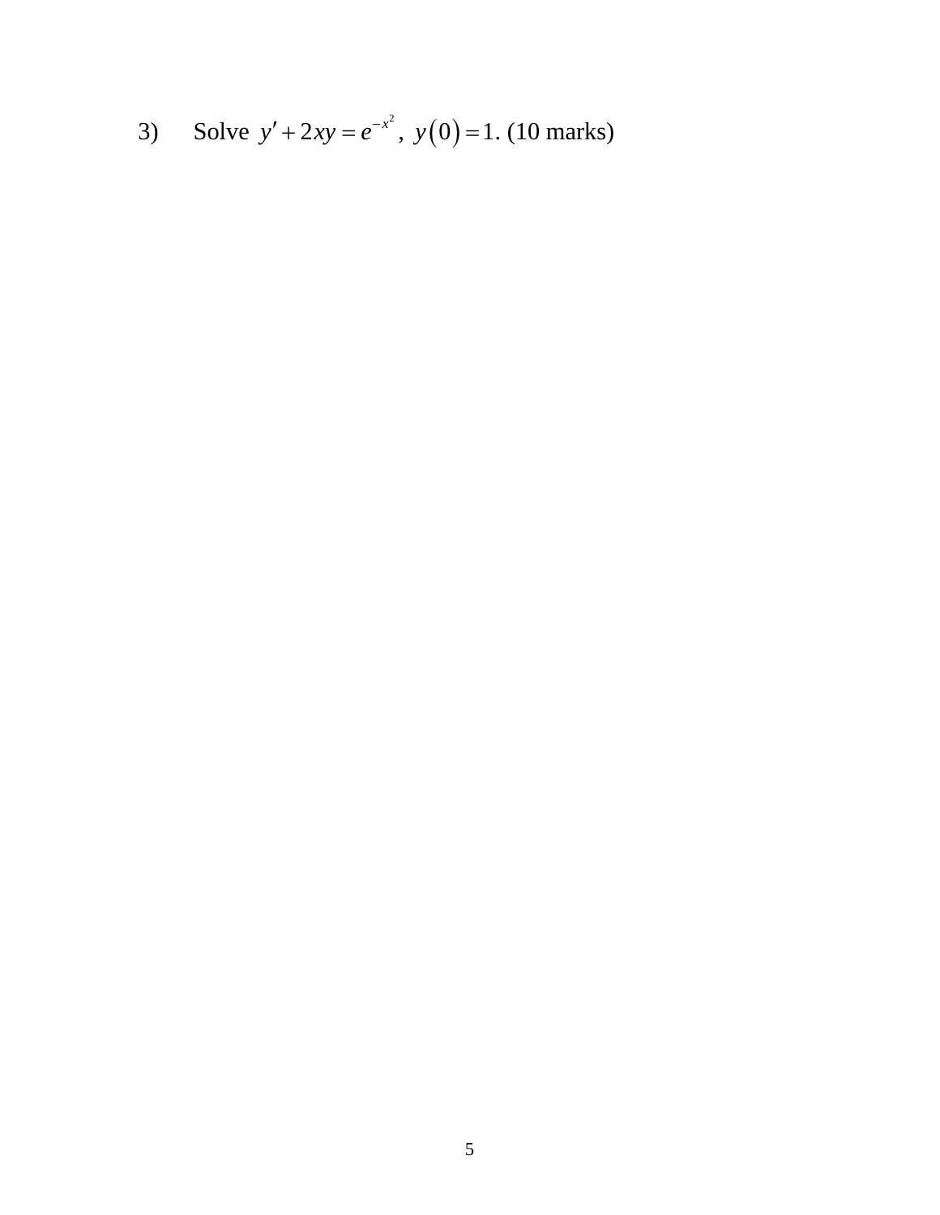3) Solve $y' + 2xy = e^{-x^2}$, $y(0) = 1$. (10 marks)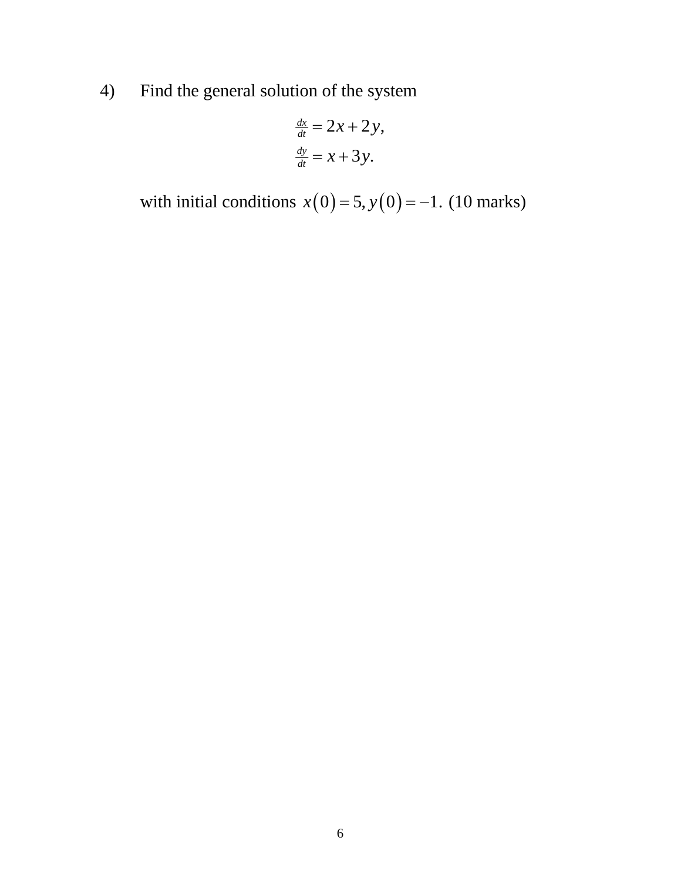4) Find the general solution of the system

$$\frac{dx}{dt} = 2x + 2y,$$
$$\frac{dy}{dt} = x + 3y.$$

with initial conditions $x(0) = 5, y(0) = -1.$ (10 marks)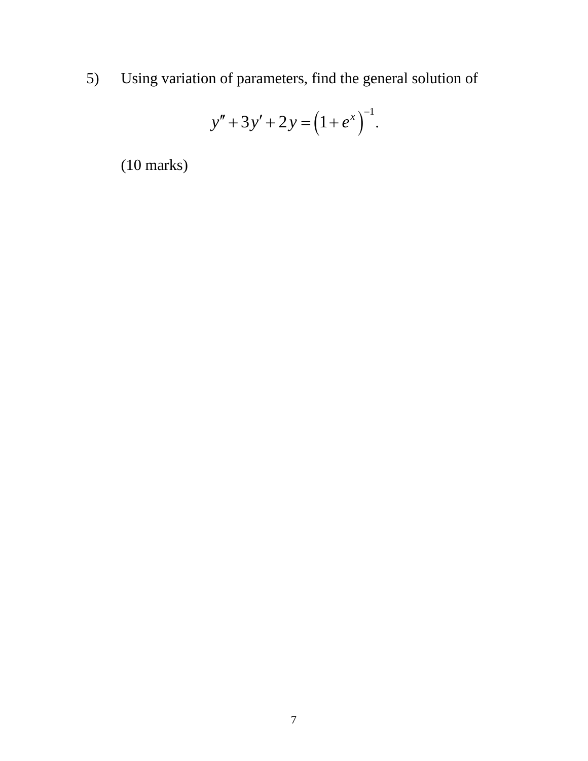5) Using variation of parameters, find the general solution of

$$y'' + 3y' + 2y = \left(1 + e^{x}\right)^{-1}.$$

(10 marks)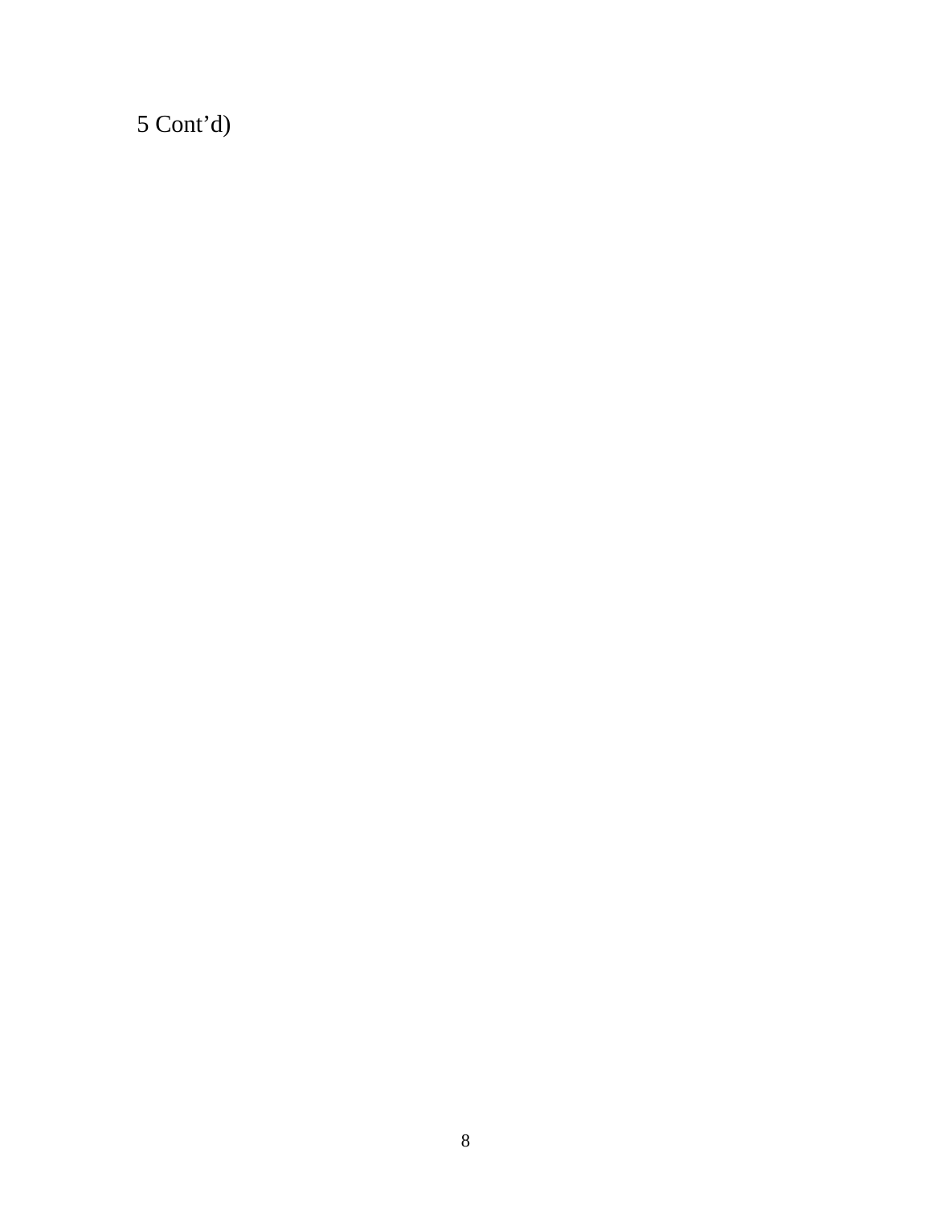5 Cont’d)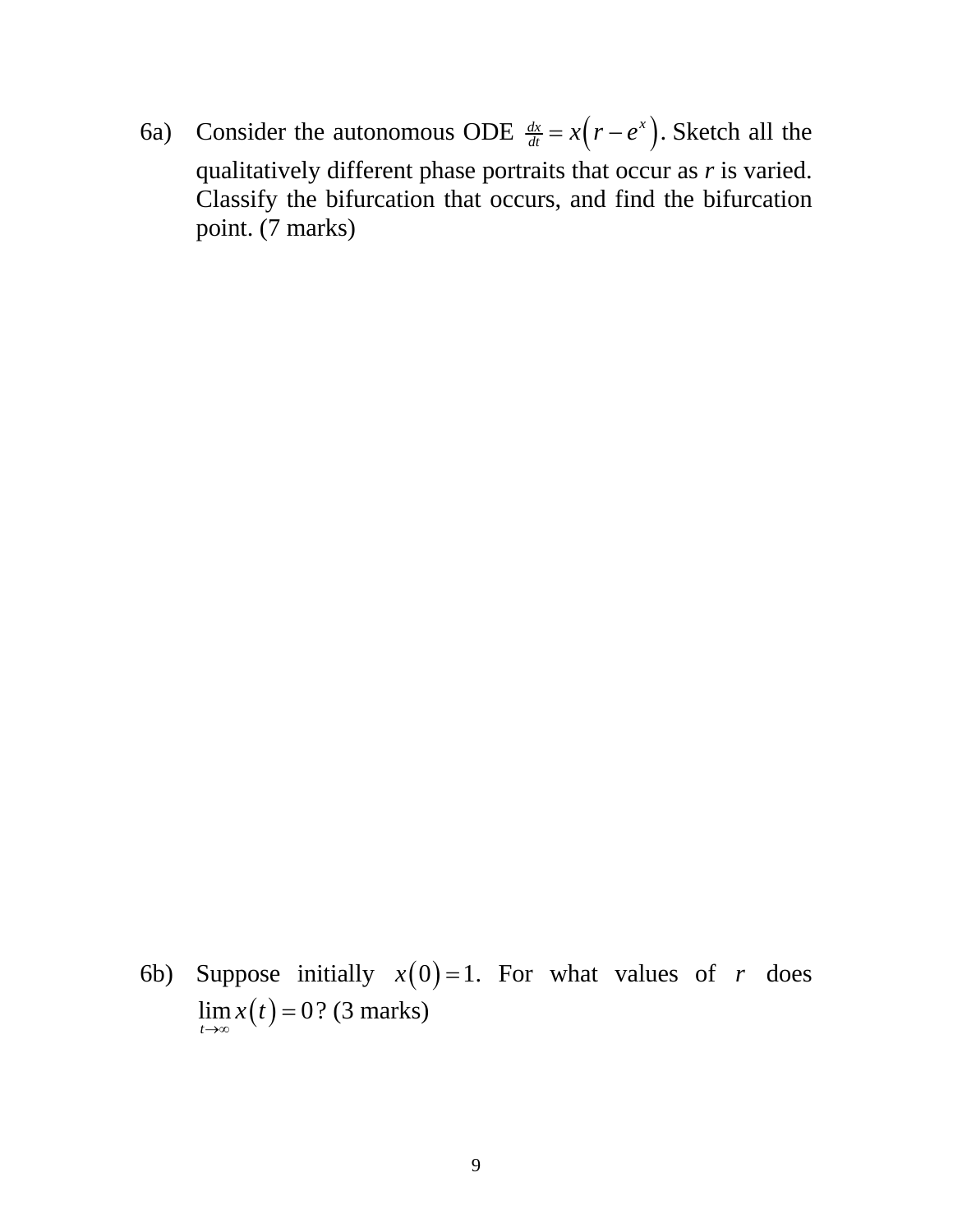6a) Consider the autonomous ODE $\frac{dx}{dt} = x\left(r - e^{x}\right)$. Sketch all the qualitatively different phase portraits that occur as $r$ is varied. Classify the bifurcation that occurs, and find the bifurcation point. (7 marks)

6b) Suppose initially $x(0) = 1$. For what values of $r$ does $\lim_{t \to \infty} x(t) = 0$? (3 marks)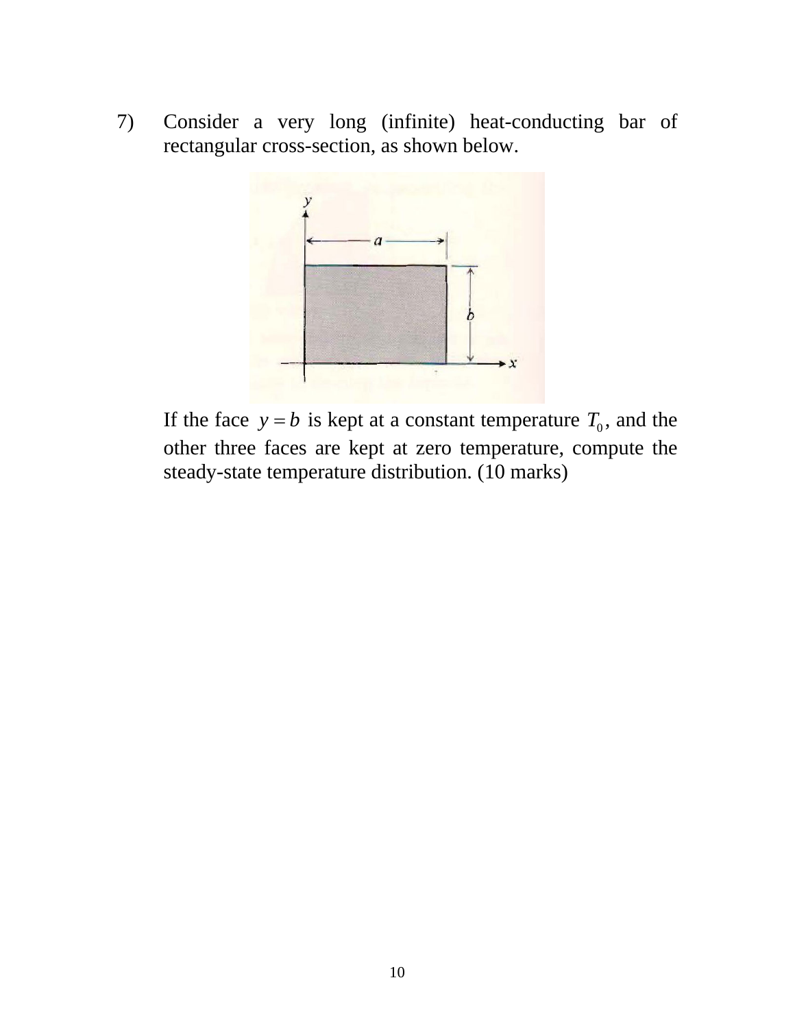7) Consider a very long (infinite) heat-conducting bar of rectangular cross-section, as shown below.

If the face $y = b$ is kept at a constant temperature $T_0$, and the other three faces are kept at zero temperature, compute the steady-state temperature distribution. (10 marks)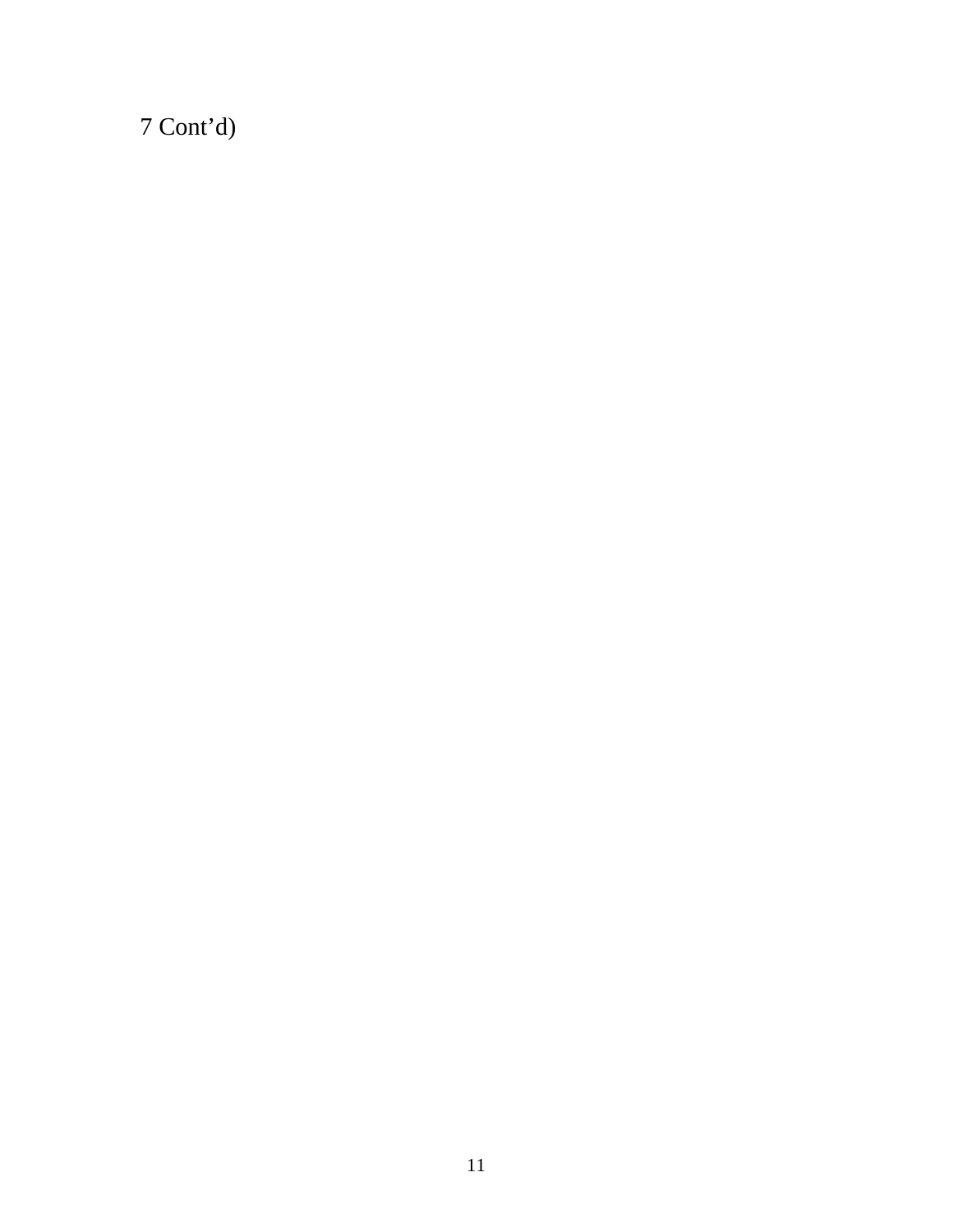7 Cont’d)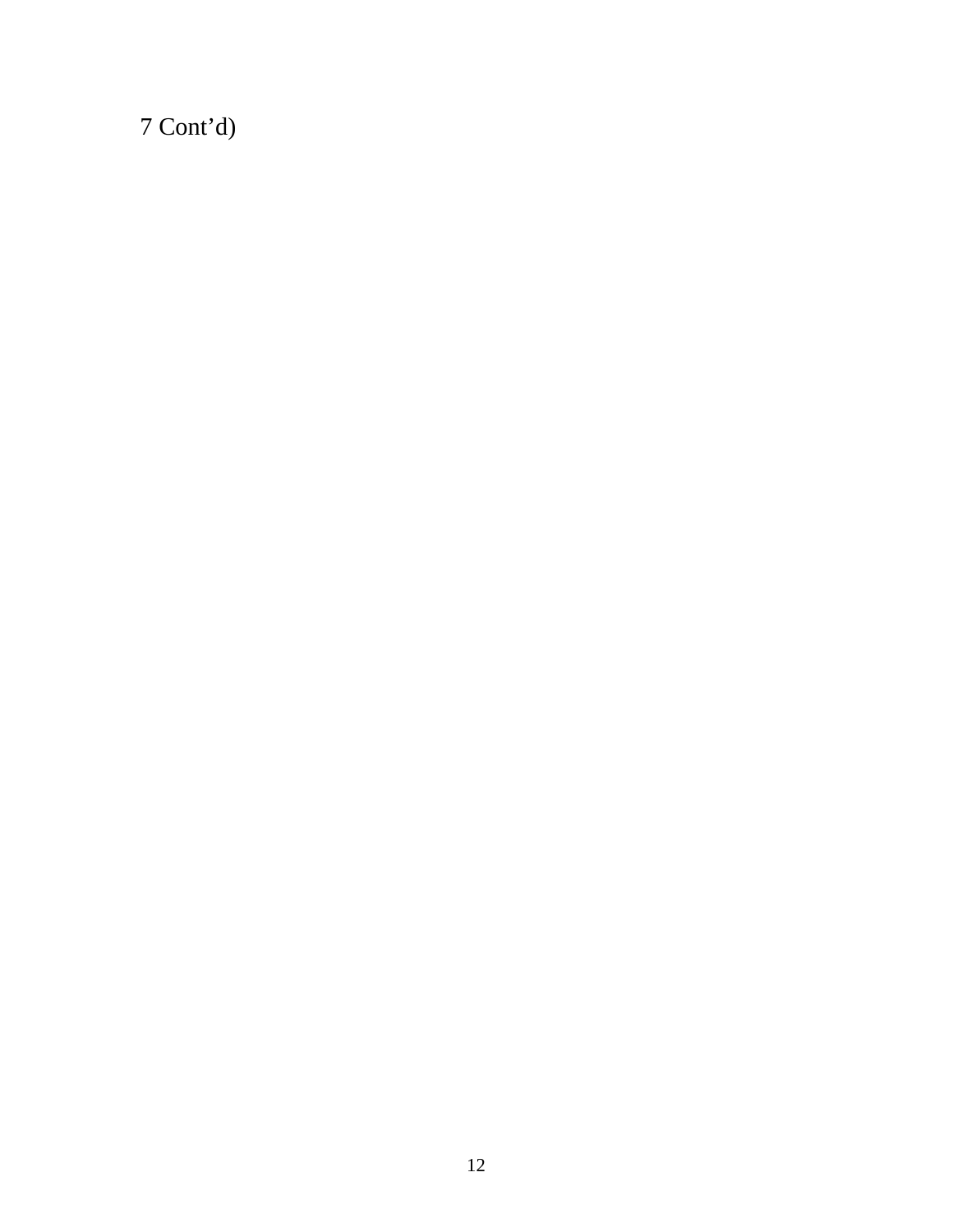7 Cont’d)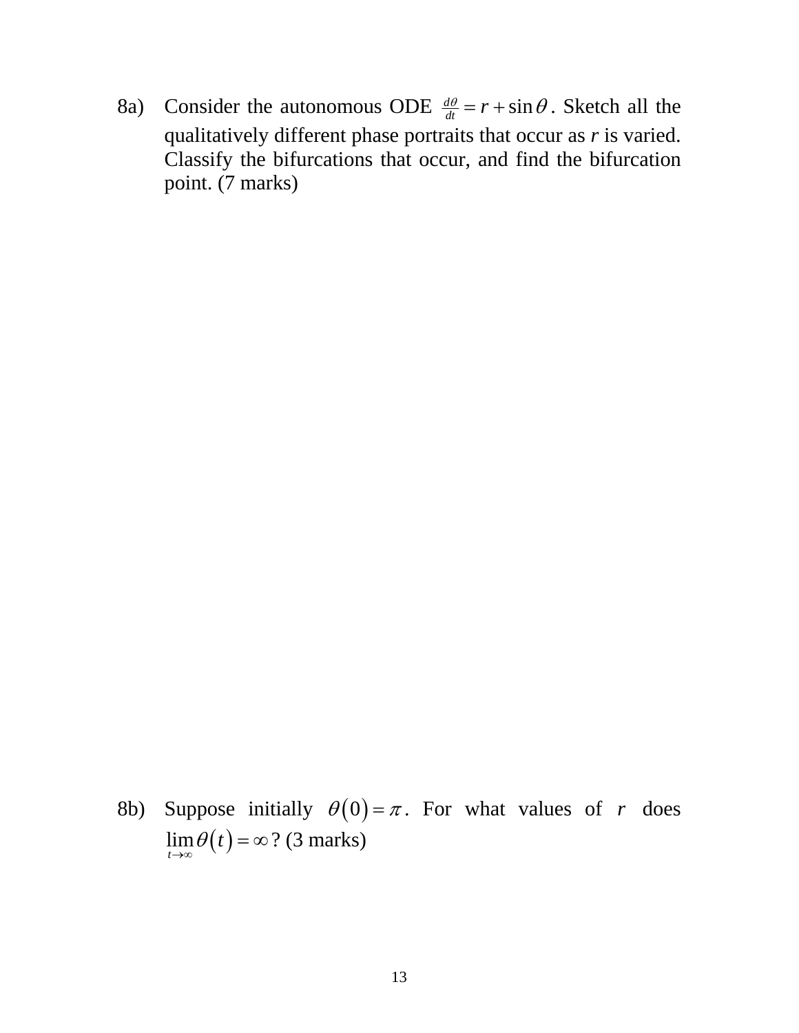8a) Consider the autonomous ODE $\frac{d\theta}{dt} = r + \sin\theta$. Sketch all the qualitatively different phase portraits that occur as *r* is varied. Classify the bifurcations that occur, and find the bifurcation point. (7 marks)

8b) Suppose initially $\theta(0) = \pi$. For what values of $r$ does $\lim_{t\to\infty} \theta(t) = \infty$? (3 marks)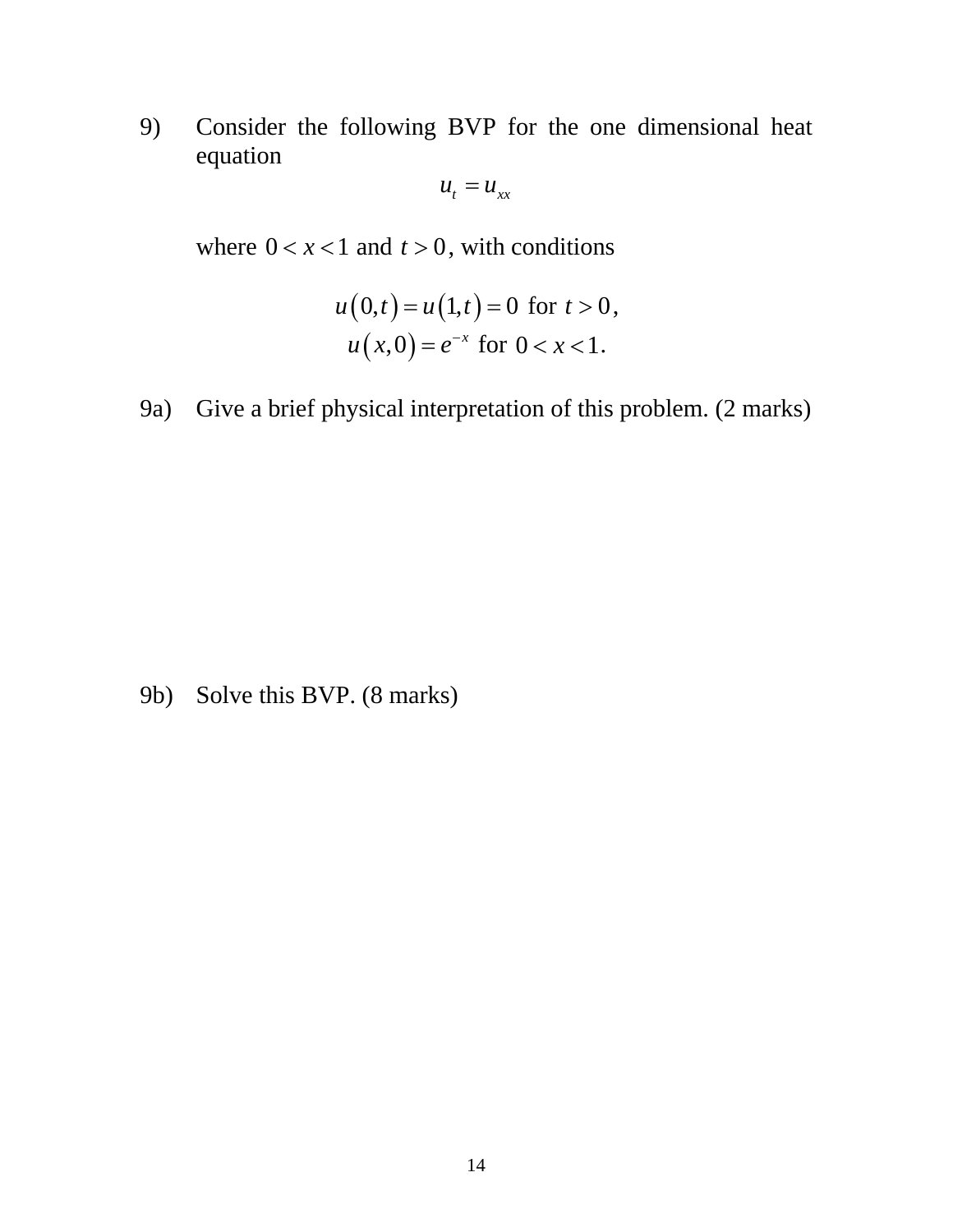9) Consider the following BVP for the one dimensional heat equation

$$u_t = u_{xx}$$

where $0 < x < 1$ and $t > 0$, with conditions

$$u(0,t) = u(1,t) = 0 \text{ for } t > 0,$$
$$u(x,0) = e^{-x} \text{ for } 0 < x < 1.$$

9a) Give a brief physical interpretation of this problem. (2 marks)

9b) Solve this BVP. (8 marks)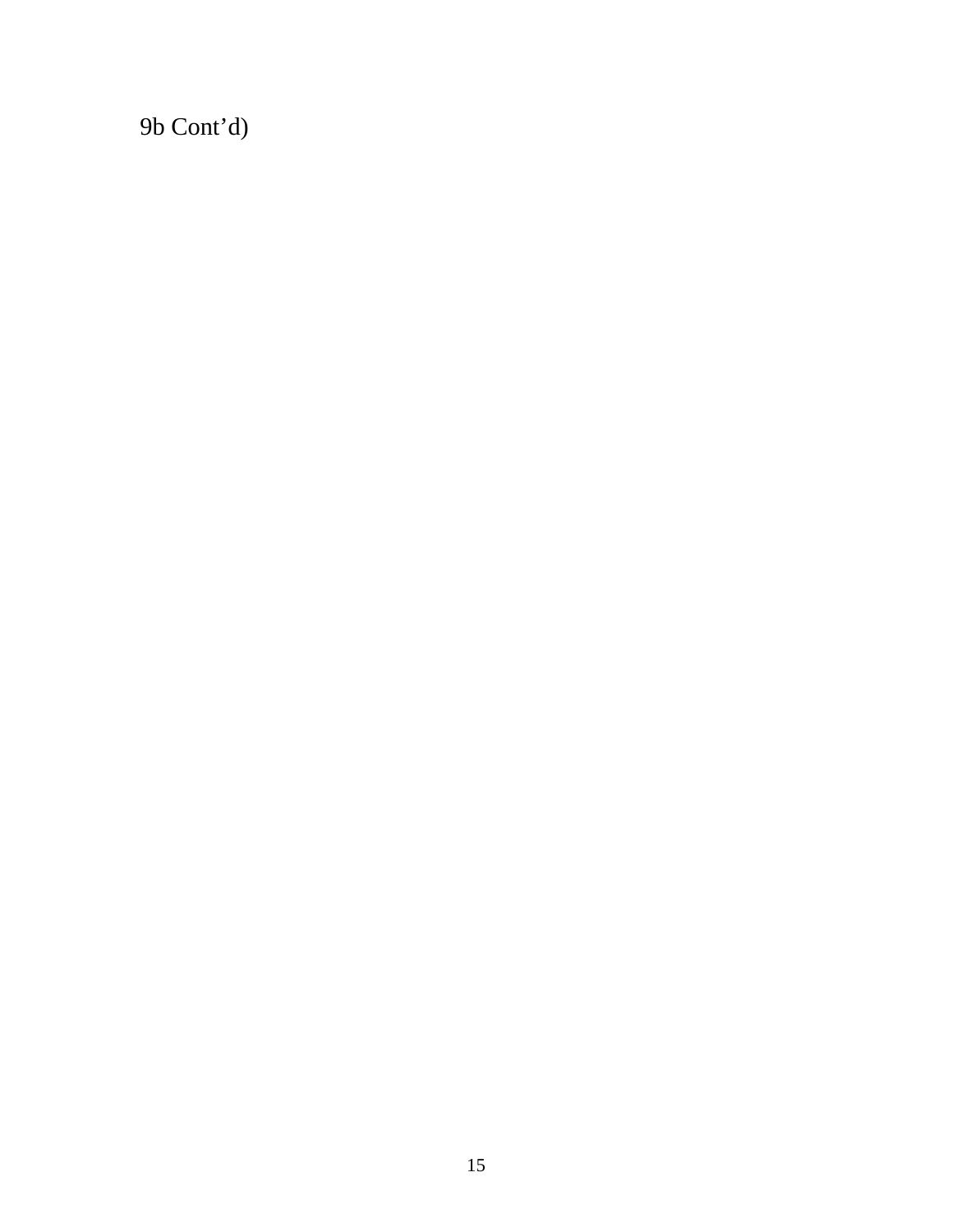9b Cont’d)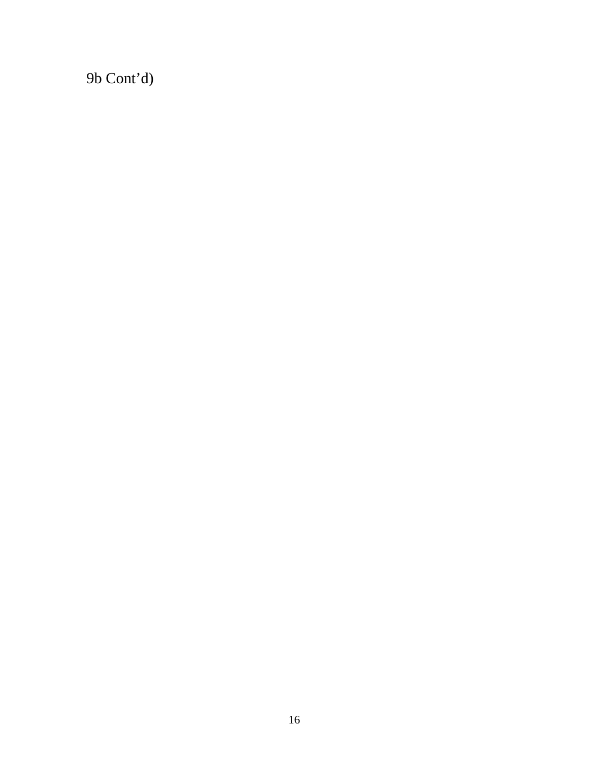9b Cont’d)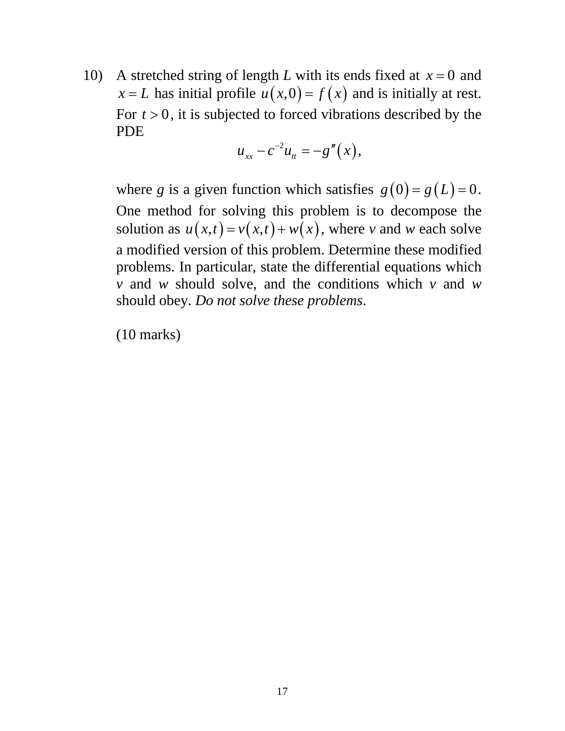10) A stretched string of length $L$ with its ends fixed at $x = 0$ and $x = L$ has initial profile $u(x,0) = f(x)$ and is initially at rest. For $t > 0$, it is subjected to forced vibrations described by the PDE

$$u_{xx} - c^{-2}u_{tt} = -g''(x),$$

where $g$ is a given function which satisfies $g(0) = g(L) = 0$. One method for solving this problem is to decompose the solution as $u(x,t) = v(x,t) + w(x)$, where $v$ and $w$ each solve a modified version of this problem. Determine these modified problems. In particular, state the differential equations which $v$ and $w$ should solve, and the conditions which $v$ and $w$ should obey. *Do not solve these problems*.

(10 marks)